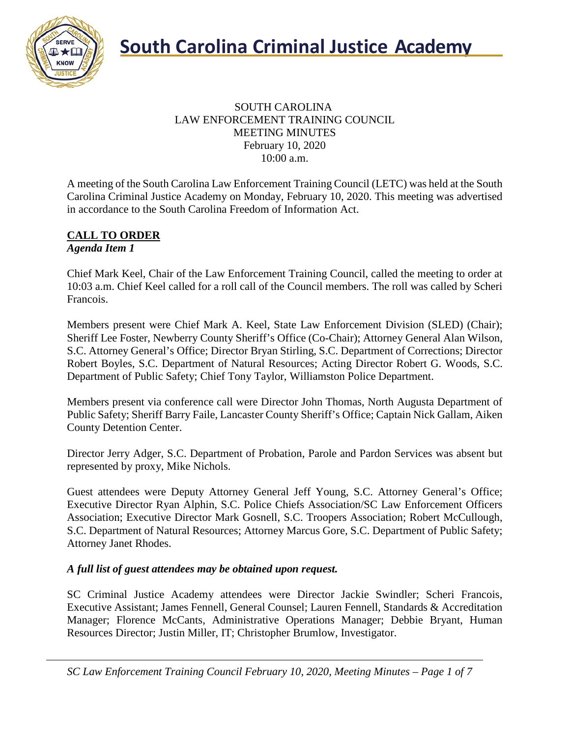# South Carolina Criminal Justice Academy

SOUTH CAROLINA
LAW ENFORCEMENT TRAINING COUNCIL
MEETING MINUTES
February 10, 2020
10:00 a.m.

A meeting of the South Carolina Law Enforcement Training Council (LETC) was held at the South Carolina Criminal Justice Academy on Monday, February 10, 2020. This meeting was advertised in accordance to the South Carolina Freedom of Information Act.

## CALL TO ORDER

***Agenda Item 1***

Chief Mark Keel, Chair of the Law Enforcement Training Council, called the meeting to order at 10:03 a.m. Chief Keel called for a roll call of the Council members. The roll was called by Scheri Francois.

Members present were Chief Mark A. Keel, State Law Enforcement Division (SLED) (Chair); Sheriff Lee Foster, Newberry County Sheriff's Office (Co-Chair); Attorney General Alan Wilson, S.C. Attorney General's Office; Director Bryan Stirling, S.C. Department of Corrections; Director Robert Boyles, S.C. Department of Natural Resources; Acting Director Robert G. Woods, S.C. Department of Public Safety; Chief Tony Taylor, Williamston Police Department.

Members present via conference call were Director John Thomas, North Augusta Department of Public Safety; Sheriff Barry Faile, Lancaster County Sheriff's Office; Captain Nick Gallam, Aiken County Detention Center.

Director Jerry Adger, S.C. Department of Probation, Parole and Pardon Services was absent but represented by proxy, Mike Nichols.

Guest attendees were Deputy Attorney General Jeff Young, S.C. Attorney General's Office; Executive Director Ryan Alphin, S.C. Police Chiefs Association/SC Law Enforcement Officers Association; Executive Director Mark Gosnell, S.C. Troopers Association; Robert McCullough, S.C. Department of Natural Resources; Attorney Marcus Gore, S.C. Department of Public Safety; Attorney Janet Rhodes.

***A full list of guest attendees may be obtained upon request.***

SC Criminal Justice Academy attendees were Director Jackie Swindler; Scheri Francois, Executive Assistant; James Fennell, General Counsel; Lauren Fennell, Standards & Accreditation Manager; Florence McCants, Administrative Operations Manager; Debbie Bryant, Human Resources Director; Justin Miller, IT; Christopher Brumlow, Investigator.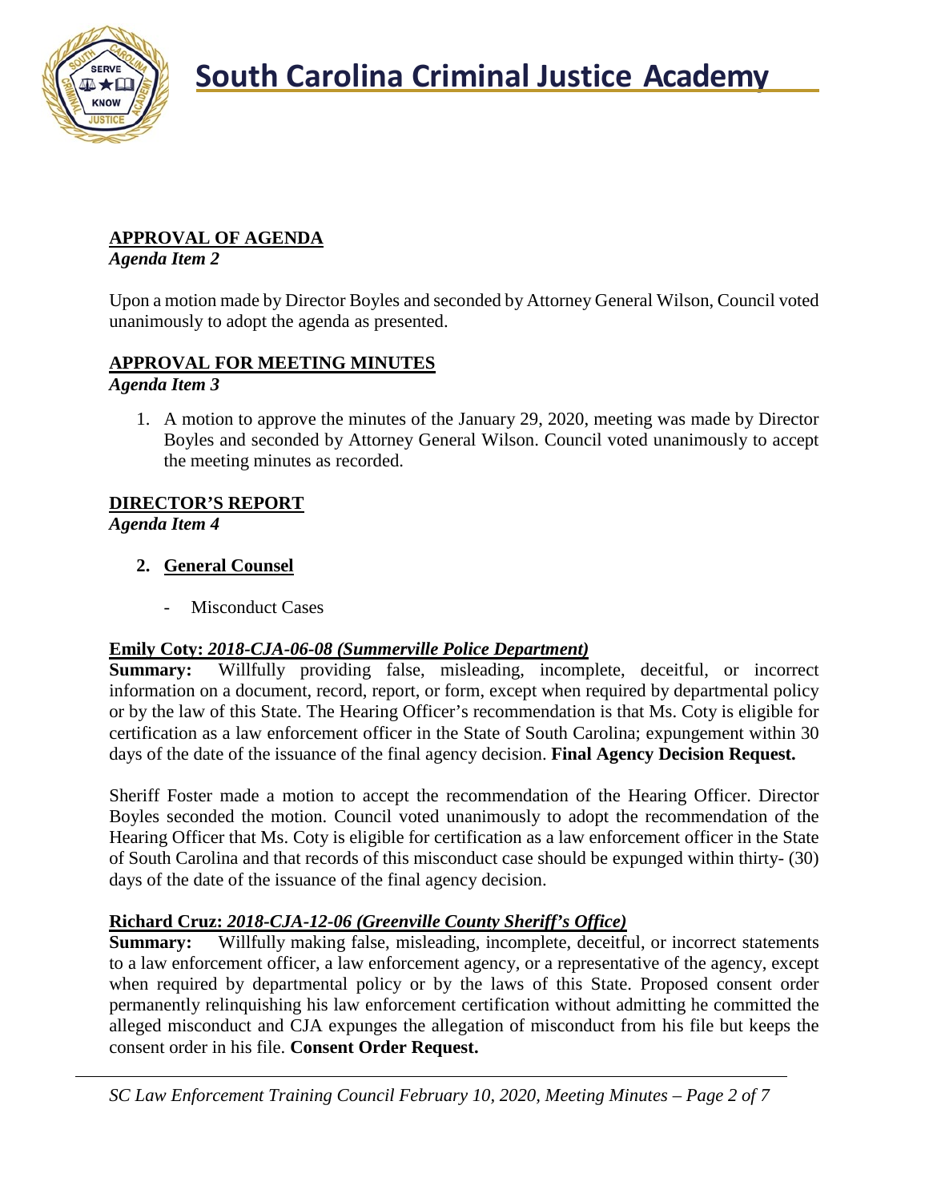**APPROVAL OF AGENDA**
*Agenda Item 2*

Upon a motion made by Director Boyles and seconded by Attorney General Wilson, Council voted unanimously to adopt the agenda as presented.

**APPROVAL FOR MEETING MINUTES**
*Agenda Item 3*

1. A motion to approve the minutes of the January 29, 2020, meeting was made by Director Boyles and seconded by Attorney General Wilson. Council voted unanimously to accept the meeting minutes as recorded.

**DIRECTOR'S REPORT**
*Agenda Item 4*

2. **General Counsel**
   - Misconduct Cases

**Emily Coty:** ***2018-CJA-06-08 (Summerville Police Department)***
**Summary:** Willfully providing false, misleading, incomplete, deceitful, or incorrect information on a document, record, report, or form, except when required by departmental policy or by the law of this State. The Hearing Officer's recommendation is that Ms. Coty is eligible for certification as a law enforcement officer in the State of South Carolina; expungement within 30 days of the date of the issuance of the final agency decision. **Final Agency Decision Request.**

Sheriff Foster made a motion to accept the recommendation of the Hearing Officer. Director Boyles seconded the motion. Council voted unanimously to adopt the recommendation of the Hearing Officer that Ms. Coty is eligible for certification as a law enforcement officer in the State of South Carolina and that records of this misconduct case should be expunged within thirty- (30) days of the date of the issuance of the final agency decision.

**Richard Cruz:** ***2018-CJA-12-06 (Greenville County Sheriff's Office)***
**Summary:** Willfully making false, misleading, incomplete, deceitful, or incorrect statements to a law enforcement officer, a law enforcement agency, or a representative of the agency, except when required by departmental policy or by the laws of this State. Proposed consent order permanently relinquishing his law enforcement certification without admitting he committed the alleged misconduct and CJA expunges the allegation of misconduct from his file but keeps the consent order in his file. **Consent Order Request.**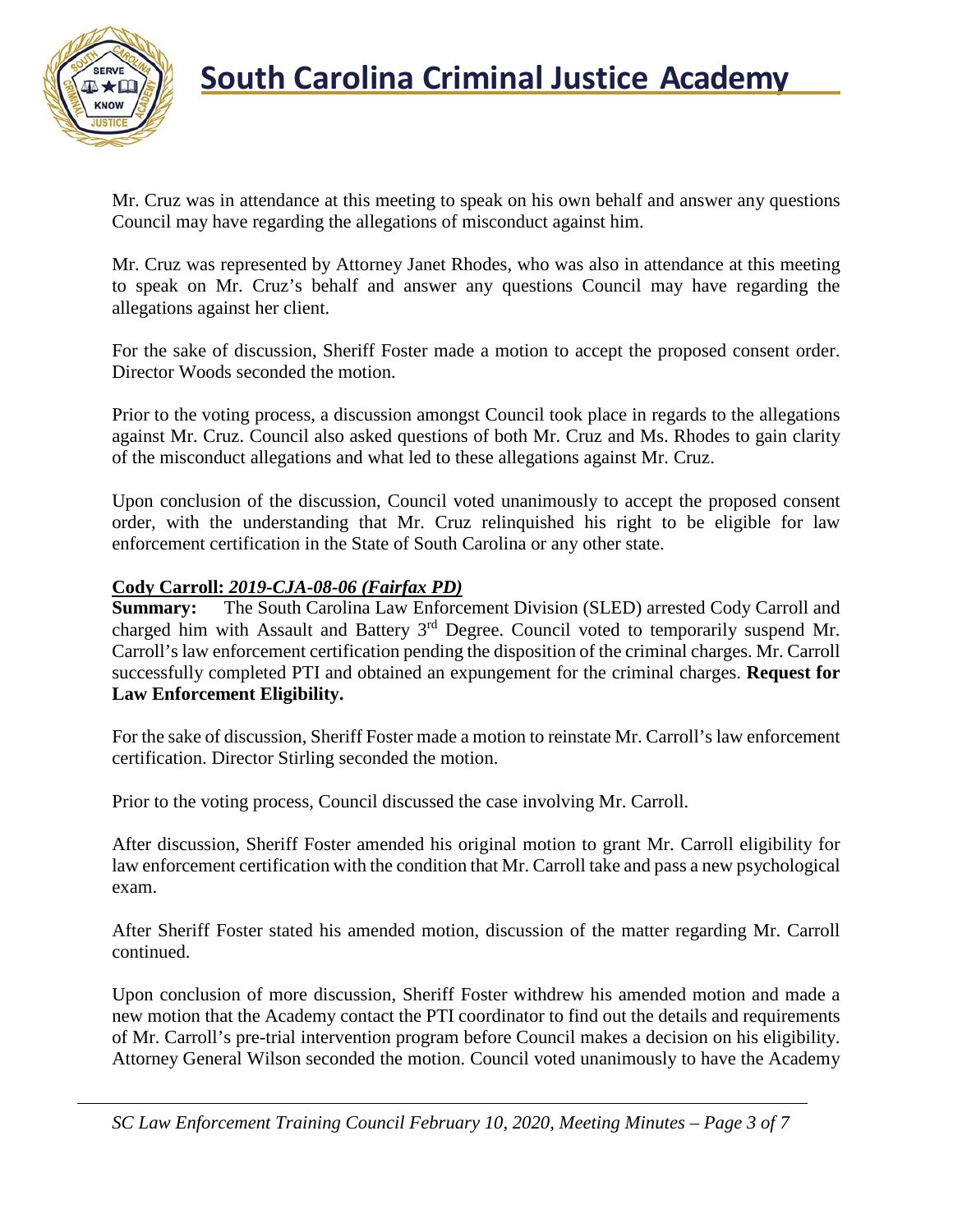Mr. Cruz was in attendance at this meeting to speak on his own behalf and answer any questions Council may have regarding the allegations of misconduct against him.

Mr. Cruz was represented by Attorney Janet Rhodes, who was also in attendance at this meeting to speak on Mr. Cruz's behalf and answer any questions Council may have regarding the allegations against her client.

For the sake of discussion, Sheriff Foster made a motion to accept the proposed consent order. Director Woods seconded the motion.

Prior to the voting process, a discussion amongst Council took place in regards to the allegations against Mr. Cruz. Council also asked questions of both Mr. Cruz and Ms. Rhodes to gain clarity of the misconduct allegations and what led to these allegations against Mr. Cruz.

Upon conclusion of the discussion, Council voted unanimously to accept the proposed consent order, with the understanding that Mr. Cruz relinquished his right to be eligible for law enforcement certification in the State of South Carolina or any other state.

**Cody Carroll: *2019-CJA-08-06 (Fairfax PD)***

**Summary:** The South Carolina Law Enforcement Division (SLED) arrested Cody Carroll and charged him with Assault and Battery 3rd Degree. Council voted to temporarily suspend Mr. Carroll's law enforcement certification pending the disposition of the criminal charges. Mr. Carroll successfully completed PTI and obtained an expungement for the criminal charges. **Request for Law Enforcement Eligibility.**

For the sake of discussion, Sheriff Foster made a motion to reinstate Mr. Carroll's law enforcement certification. Director Stirling seconded the motion.

Prior to the voting process, Council discussed the case involving Mr. Carroll.

After discussion, Sheriff Foster amended his original motion to grant Mr. Carroll eligibility for law enforcement certification with the condition that Mr. Carroll take and pass a new psychological exam.

After Sheriff Foster stated his amended motion, discussion of the matter regarding Mr. Carroll continued.

Upon conclusion of more discussion, Sheriff Foster withdrew his amended motion and made a new motion that the Academy contact the PTI coordinator to find out the details and requirements of Mr. Carroll's pre-trial intervention program before Council makes a decision on his eligibility. Attorney General Wilson seconded the motion. Council voted unanimously to have the Academy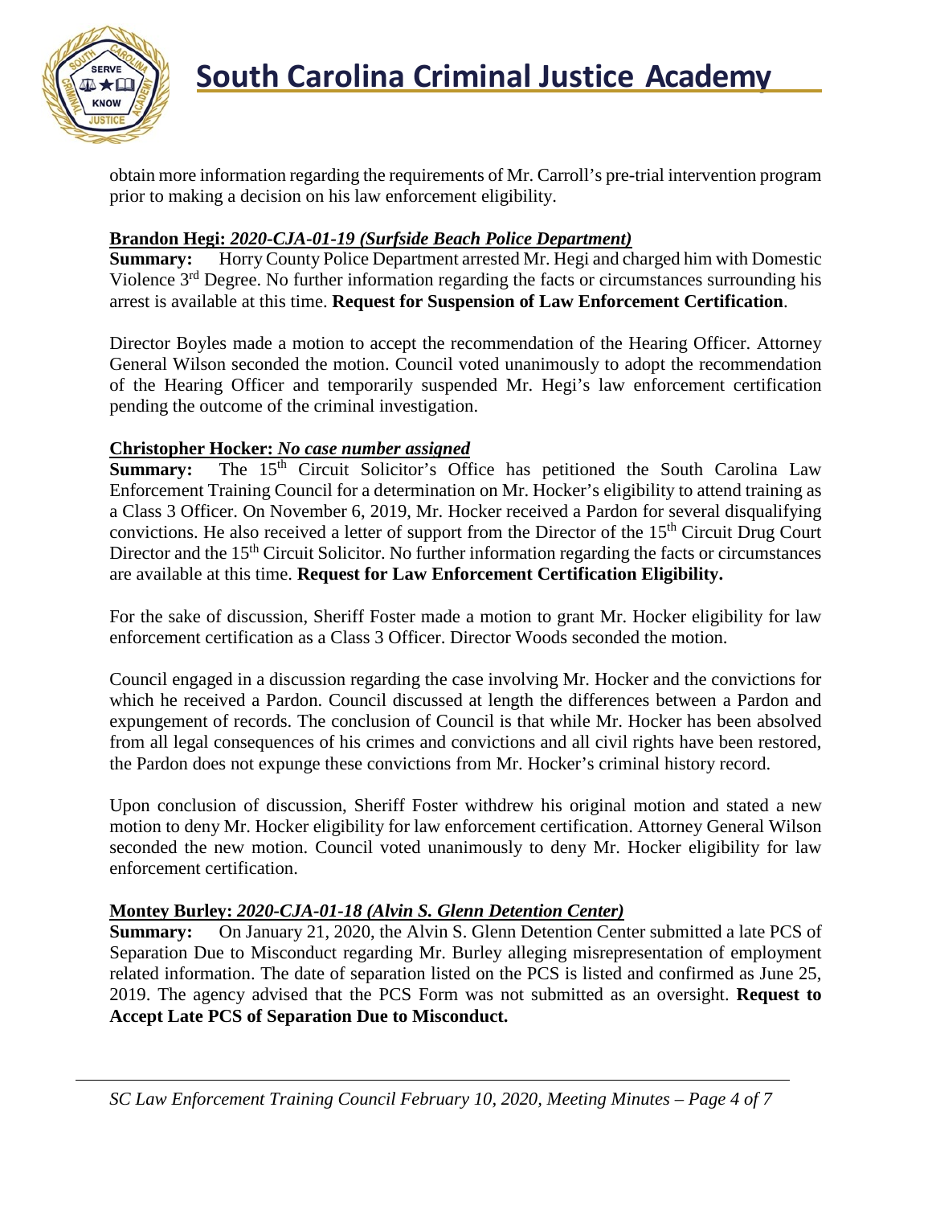obtain more information regarding the requirements of Mr. Carroll's pre-trial intervention program prior to making a decision on his law enforcement eligibility.

**Brandon Hegi:** ***2020-CJA-01-19 (Surfside Beach Police Department)***

**Summary:** Horry County Police Department arrested Mr. Hegi and charged him with Domestic Violence 3rd Degree. No further information regarding the facts or circumstances surrounding his arrest is available at this time. **Request for Suspension of Law Enforcement Certification**.

Director Boyles made a motion to accept the recommendation of the Hearing Officer. Attorney General Wilson seconded the motion. Council voted unanimously to adopt the recommendation of the Hearing Officer and temporarily suspended Mr. Hegi's law enforcement certification pending the outcome of the criminal investigation.

**Christopher Hocker:** ***No case number assigned***

**Summary:** The 15th Circuit Solicitor's Office has petitioned the South Carolina Law Enforcement Training Council for a determination on Mr. Hocker's eligibility to attend training as a Class 3 Officer. On November 6, 2019, Mr. Hocker received a Pardon for several disqualifying convictions. He also received a letter of support from the Director of the 15th Circuit Drug Court Director and the 15th Circuit Solicitor. No further information regarding the facts or circumstances are available at this time. **Request for Law Enforcement Certification Eligibility.**

For the sake of discussion, Sheriff Foster made a motion to grant Mr. Hocker eligibility for law enforcement certification as a Class 3 Officer. Director Woods seconded the motion.

Council engaged in a discussion regarding the case involving Mr. Hocker and the convictions for which he received a Pardon. Council discussed at length the differences between a Pardon and expungement of records. The conclusion of Council is that while Mr. Hocker has been absolved from all legal consequences of his crimes and convictions and all civil rights have been restored, the Pardon does not expunge these convictions from Mr. Hocker's criminal history record.

Upon conclusion of discussion, Sheriff Foster withdrew his original motion and stated a new motion to deny Mr. Hocker eligibility for law enforcement certification. Attorney General Wilson seconded the new motion. Council voted unanimously to deny Mr. Hocker eligibility for law enforcement certification.

**Montey Burley:** ***2020-CJA-01-18 (Alvin S. Glenn Detention Center)***

**Summary:** On January 21, 2020, the Alvin S. Glenn Detention Center submitted a late PCS of Separation Due to Misconduct regarding Mr. Burley alleging misrepresentation of employment related information. The date of separation listed on the PCS is listed and confirmed as June 25, 2019. The agency advised that the PCS Form was not submitted as an oversight. **Request to Accept Late PCS of Separation Due to Misconduct.**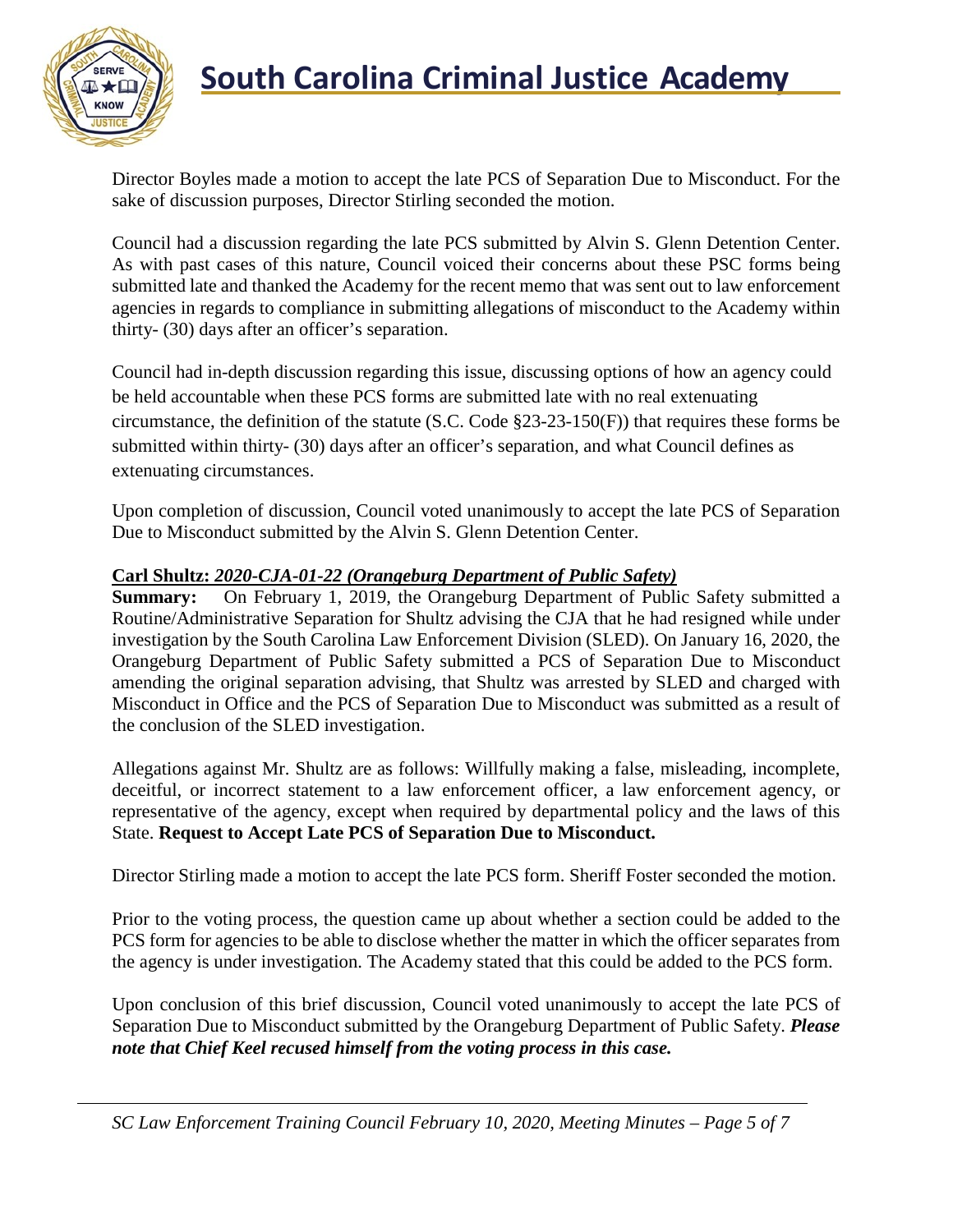Director Boyles made a motion to accept the late PCS of Separation Due to Misconduct. For the sake of discussion purposes, Director Stirling seconded the motion.

Council had a discussion regarding the late PCS submitted by Alvin S. Glenn Detention Center. As with past cases of this nature, Council voiced their concerns about these PSC forms being submitted late and thanked the Academy for the recent memo that was sent out to law enforcement agencies in regards to compliance in submitting allegations of misconduct to the Academy within thirty- (30) days after an officer's separation.

Council had in-depth discussion regarding this issue, discussing options of how an agency could be held accountable when these PCS forms are submitted late with no real extenuating circumstance, the definition of the statute (S.C. Code §23-23-150(F)) that requires these forms be submitted within thirty- (30) days after an officer's separation, and what Council defines as extenuating circumstances.

Upon completion of discussion, Council voted unanimously to accept the late PCS of Separation Due to Misconduct submitted by the Alvin S. Glenn Detention Center.

**Carl Shultz:** ***2020-CJA-01-22 (Orangeburg Department of Public Safety)***
**Summary:** On February 1, 2019, the Orangeburg Department of Public Safety submitted a Routine/Administrative Separation for Shultz advising the CJA that he had resigned while under investigation by the South Carolina Law Enforcement Division (SLED). On January 16, 2020, the Orangeburg Department of Public Safety submitted a PCS of Separation Due to Misconduct amending the original separation advising, that Shultz was arrested by SLED and charged with Misconduct in Office and the PCS of Separation Due to Misconduct was submitted as a result of the conclusion of the SLED investigation.

Allegations against Mr. Shultz are as follows: Willfully making a false, misleading, incomplete, deceitful, or incorrect statement to a law enforcement officer, a law enforcement agency, or representative of the agency, except when required by departmental policy and the laws of this State. **Request to Accept Late PCS of Separation Due to Misconduct.**

Director Stirling made a motion to accept the late PCS form. Sheriff Foster seconded the motion.

Prior to the voting process, the question came up about whether a section could be added to the PCS form for agencies to be able to disclose whether the matter in which the officer separates from the agency is under investigation. The Academy stated that this could be added to the PCS form.

Upon conclusion of this brief discussion, Council voted unanimously to accept the late PCS of Separation Due to Misconduct submitted by the Orangeburg Department of Public Safety. ***Please note that Chief Keel recused himself from the voting process in this case.***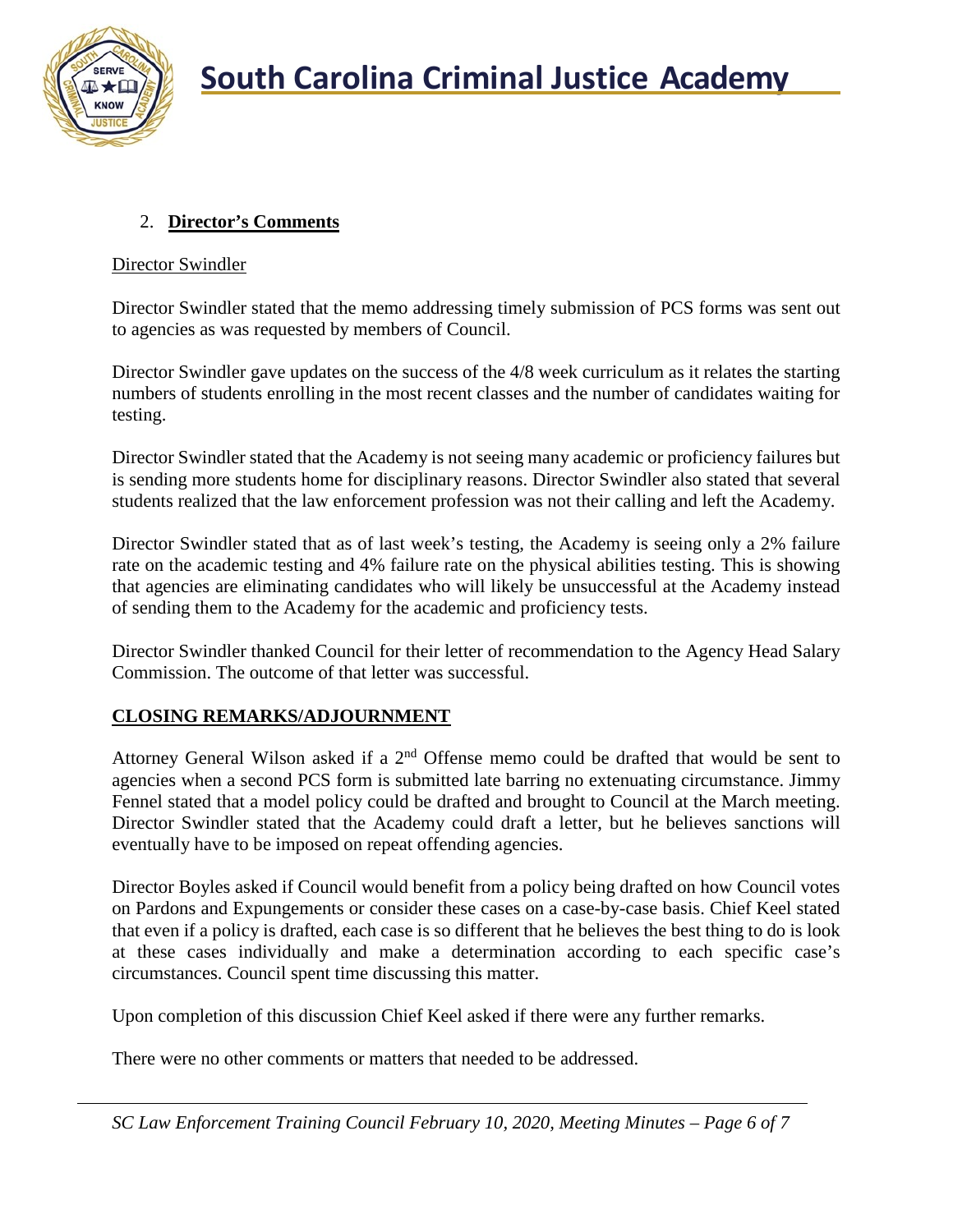2. **Director's Comments**

Director Swindler

Director Swindler stated that the memo addressing timely submission of PCS forms was sent out to agencies as was requested by members of Council.

Director Swindler gave updates on the success of the 4/8 week curriculum as it relates the starting numbers of students enrolling in the most recent classes and the number of candidates waiting for testing.

Director Swindler stated that the Academy is not seeing many academic or proficiency failures but is sending more students home for disciplinary reasons. Director Swindler also stated that several students realized that the law enforcement profession was not their calling and left the Academy.

Director Swindler stated that as of last week's testing, the Academy is seeing only a 2% failure rate on the academic testing and 4% failure rate on the physical abilities testing. This is showing that agencies are eliminating candidates who will likely be unsuccessful at the Academy instead of sending them to the Academy for the academic and proficiency tests.

Director Swindler thanked Council for their letter of recommendation to the Agency Head Salary Commission. The outcome of that letter was successful.

## CLOSING REMARKS/ADJOURNMENT

Attorney General Wilson asked if a 2nd Offense memo could be drafted that would be sent to agencies when a second PCS form is submitted late barring no extenuating circumstance. Jimmy Fennel stated that a model policy could be drafted and brought to Council at the March meeting. Director Swindler stated that the Academy could draft a letter, but he believes sanctions will eventually have to be imposed on repeat offending agencies.

Director Boyles asked if Council would benefit from a policy being drafted on how Council votes on Pardons and Expungements or consider these cases on a case-by-case basis. Chief Keel stated that even if a policy is drafted, each case is so different that he believes the best thing to do is look at these cases individually and make a determination according to each specific case's circumstances. Council spent time discussing this matter.

Upon completion of this discussion Chief Keel asked if there were any further remarks.

There were no other comments or matters that needed to be addressed.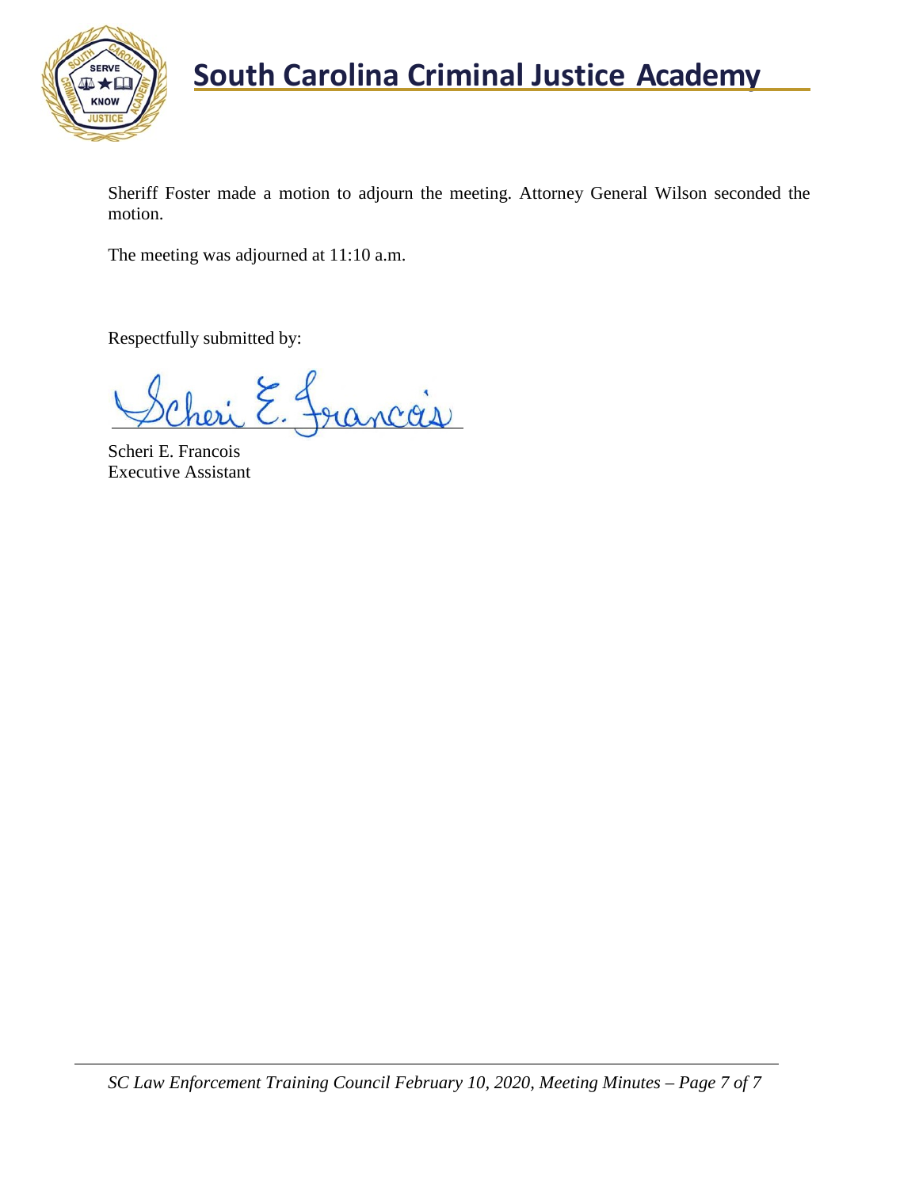Sheriff Foster made a motion to adjourn the meeting. Attorney General Wilson seconded the motion.

The meeting was adjourned at 11:10 a.m.

Respectfully submitted by:

Scheri E. Francois
Executive Assistant